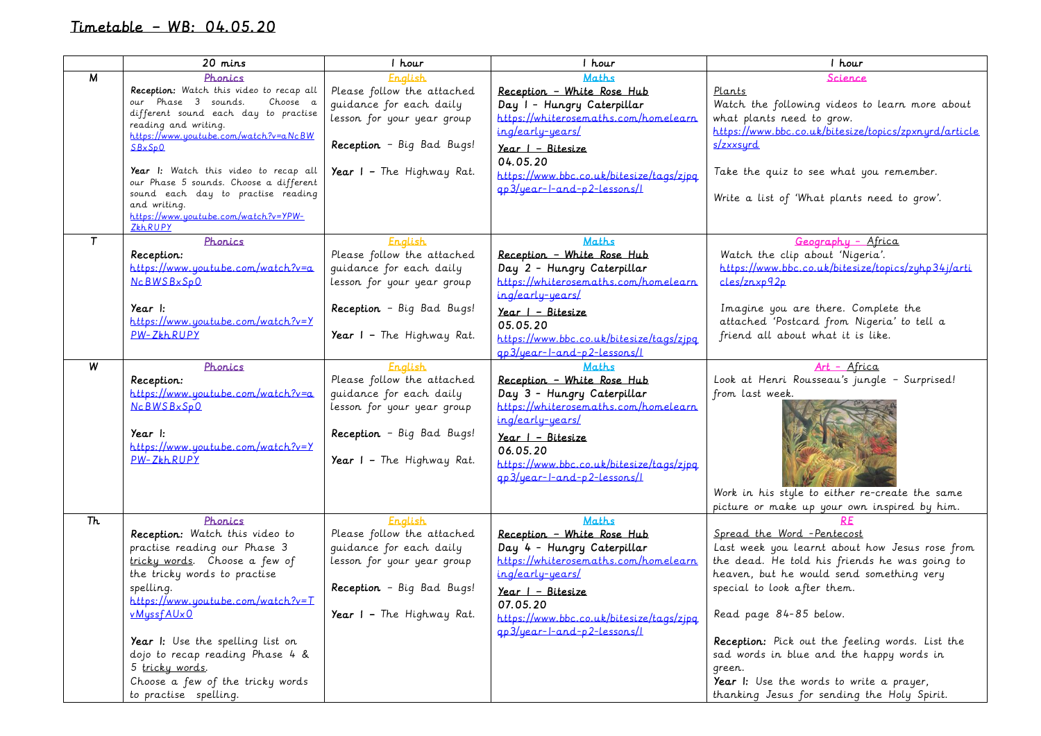# Timetable – WB: 04.05.20

| | 20 mins | 1 hour | 1 hour | 1 hour |
|---|---|---|---|---|
| M | Phonics<br>**Reception:** Watch this video to recap all our Phase 3 sounds. Choose a different sound each day to practise reading and writing.<br>https://www.youtube.com/watch?v=aNcBWSBxSp0<br><br>**Year 1:** Watch this video to recap all our Phase 5 sounds. Choose a different sound each day to practise reading and writing.<br>https://www.youtube.com/watch?v=YPW-ZkhRUPY | English<br>Please follow the attached guidance for each daily lesson for your year group<br><br>**Reception** – Big Bad Bugs!<br><br>**Year 1** – The Highway Rat. | Maths<br>**Reception – White Rose Hub**<br>**Day 1 - Hungry Caterpillar**<br>https://whiterosemaths.com/homelearning/early-years/<br>**Year 1 – Bitesize**<br>**04.05.20**<br>https://www.bbc.co.uk/bitesize/tags/zjpqqp3/year-1-and-p2-lessons/1 | Science<br>Plants<br>Watch the following videos to learn more about what plants need to grow.<br>https://www.bbc.co.uk/bitesize/topics/zpxnyrd/articles/zxxsyrd<br><br>Take the quiz to see what you remember.<br><br>Write a list of 'What plants need to grow'. |
| T | Phonics<br>**Reception:**<br>https://www.youtube.com/watch?v=aNcBWSBxSp0<br><br>**Year 1:**<br>https://www.youtube.com/watch?v=YPW-ZkhRUPY | English<br>Please follow the attached guidance for each daily lesson for your year group<br><br>**Reception** – Big Bad Bugs!<br><br>**Year 1** – The Highway Rat. | Maths<br>**Reception – White Rose Hub**<br>**Day 2 - Hungry Caterpillar**<br>https://whiterosemaths.com/homelearning/early-years/<br>**Year 1 – Bitesize**<br>**05.05.20**<br>https://www.bbc.co.uk/bitesize/tags/zjpqqp3/year-1-and-p2-lessons/1 | Geography – Africa<br>Watch the clip about 'Nigeria'.<br>https://www.bbc.co.uk/bitesize/topics/zyhp34j/articles/znxp92p<br><br>Imagine you are there. Complete the attached 'Postcard from Nigeria' to tell a friend all about what it is like. |
| W | Phonics<br>**Reception:**<br>https://www.youtube.com/watch?v=aNcBWSBxSp0<br><br>**Year 1:**<br>https://www.youtube.com/watch?v=YPW-ZkhRUPY | English<br>Please follow the attached guidance for each daily lesson for your year group<br><br>**Reception** – Big Bad Bugs!<br><br>**Year 1** – The Highway Rat. | Maths<br>**Reception – White Rose Hub**<br>**Day 3 - Hungry Caterpillar**<br>https://whiterosemaths.com/homelearning/early-years/<br>**Year 1 – Bitesize**<br>**06.05.20**<br>https://www.bbc.co.uk/bitesize/tags/zjpqqp3/year-1-and-p2-lessons/1 | Art – Africa<br>Look at Henri Rousseau's jungle – Surprised! from last week.<br><br>Work in his style to either re-create the same picture or make up your own inspired by him. |
| Th | Phonics<br>**Reception:** Watch this video to practise reading our Phase 3 tricky words. Choose a few of the tricky words to practise spelling.<br>https://www.youtube.com/watch?v=TvMyssfAUx0<br><br>**Year 1:** Use the spelling list on dojo to recap reading Phase 4 & 5 tricky words.<br>Choose a few of the tricky words to practise spelling. | English<br>Please follow the attached guidance for each daily lesson for your year group<br><br>**Reception** – Big Bad Bugs!<br><br>**Year 1** – The Highway Rat. | Maths<br>**Reception – White Rose Hub**<br>**Day 4 - Hungry Caterpillar**<br>https://whiterosemaths.com/homelearning/early-years/<br>**Year 1 – Bitesize**<br>**07.05.20**<br>https://www.bbc.co.uk/bitesize/tags/zjpqqp3/year-1-and-p2-lessons/1 | RE<br>Spread the Word –Pentecost<br>Last week you learnt about how Jesus rose from the dead. He told his friends he was going to heaven, but he would send something very special to look after them.<br><br>Read page 84-85 below.<br><br>**Reception:** Pick out the feeling words. List the sad words in blue and the happy words in green.<br>**Year 1:** Use the words to write a prayer, thanking Jesus for sending the Holy Spirit. |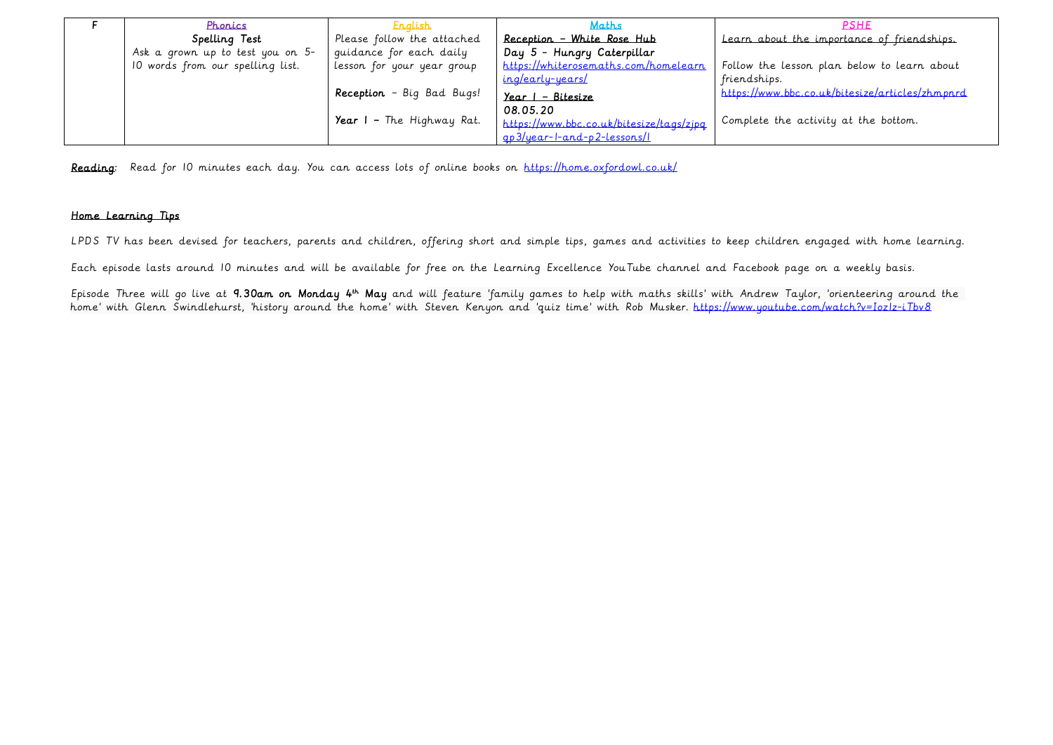| F | Phonics | English | Maths | PSHE |
|---|---|---|---|---|
| | **Spelling Test** Ask a grown up to test you on 5-10 words from our spelling list. | Please follow the attached guidance for each daily lesson for your year group<br><br>**Reception** – Big Bad Bugs!<br><br>**Year 1 –** The Highway Rat. | **Reception – White Rose Hub**<br>**Day 5 - Hungry Caterpillar**<br>https://whiterosemaths.com/homelearning/early-years/<br>**Year 1 – Bitesize**<br>**08.05.20**<br>https://www.bbc.co.uk/bitesize/tags/zjpqqp3/year-1-and-p2-lessons/1 | Learn about the importance of friendships.<br><br>Follow the lesson plan below to learn about friendships.<br>https://www.bbc.co.uk/bitesize/articles/zhmpnrd<br><br>Complete the activity at the bottom. |

**Reading**: Read for 10 minutes each day. You can access lots of online books on https://home.oxfordowl.co.uk/

## Home Learning Tips

LPDS TV has been devised for teachers, parents and children, offering short and simple tips, games and activities to keep children engaged with home learning.

Each episode lasts around 10 minutes and will be available for free on the Learning Excellence YouTube channel and Facebook page on a weekly basis.

Episode Three will go live at **9.30am on Monday 4th May** and will feature 'family games to help with maths skills' with Andrew Taylor, 'orienteering around the home' with Glenn Swindlehurst, 'history around the home' with Steven Kenyon and 'quiz time' with Rob Musker. https://www.youtube.com/watch?v=Iozlz-iTbv8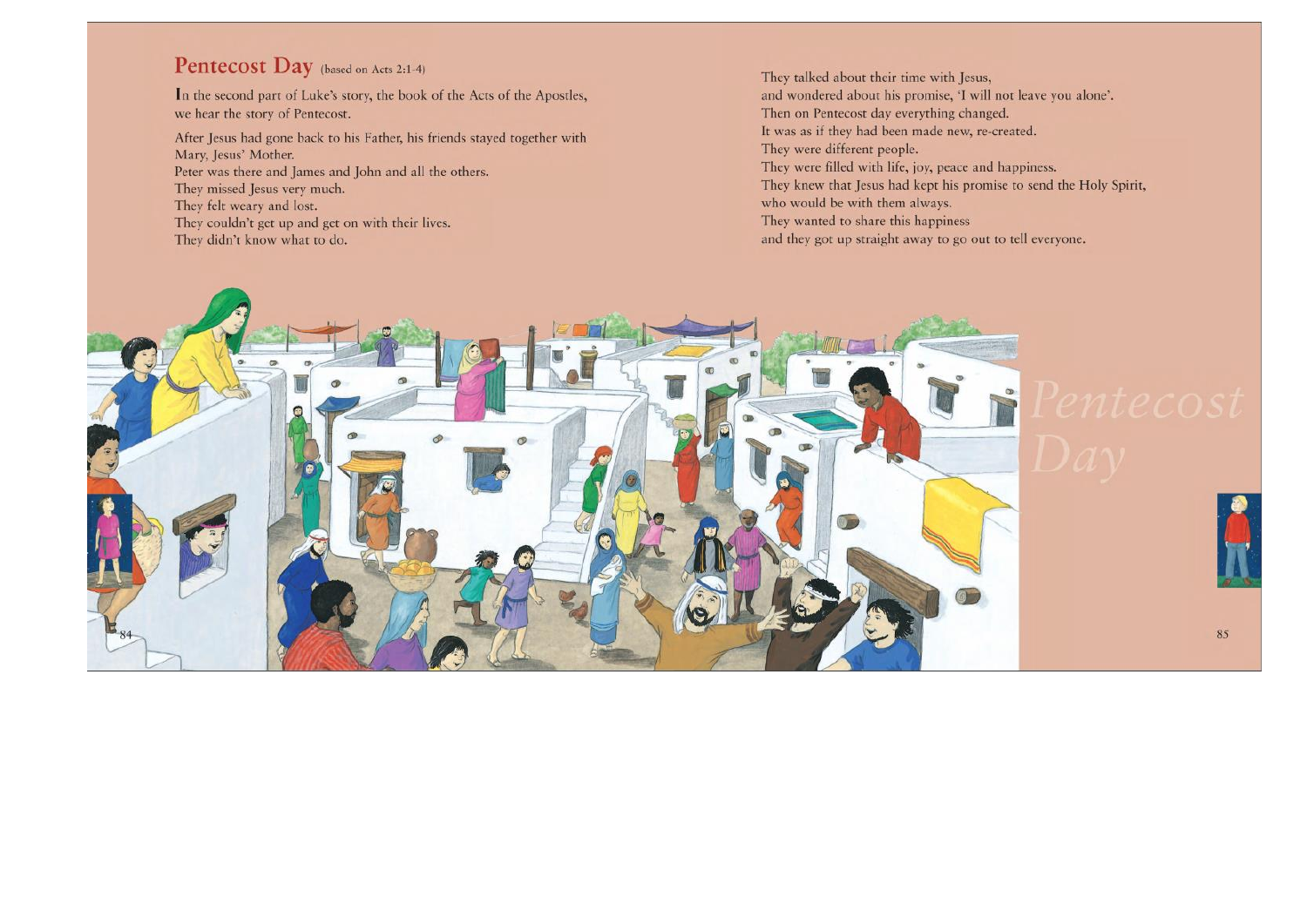## Pentecost Day (based on Acts 2:1-4)

In the second part of Luke's story, the book of the Acts of the Apostles, we hear the story of Pentecost.

After Jesus had gone back to his Father, his friends stayed together with Mary, Jesus' Mother.
Peter was there and James and John and all the others.
They missed Jesus very much.
They felt weary and lost.
They couldn't get up and get on with their lives.
They didn't know what to do.

They talked about their time with Jesus,
and wondered about his promise, 'I will not leave you alone'.
Then on Pentecost day everything changed.
It was as if they had been made new, re-created.
They were different people.
They were filled with life, joy, peace and happiness.
They knew that Jesus had kept his promise to send the Holy Spirit,
who would be with them always.
They wanted to share this happiness
and they got up straight away to go out to tell everyone.

*Pentecost Day*